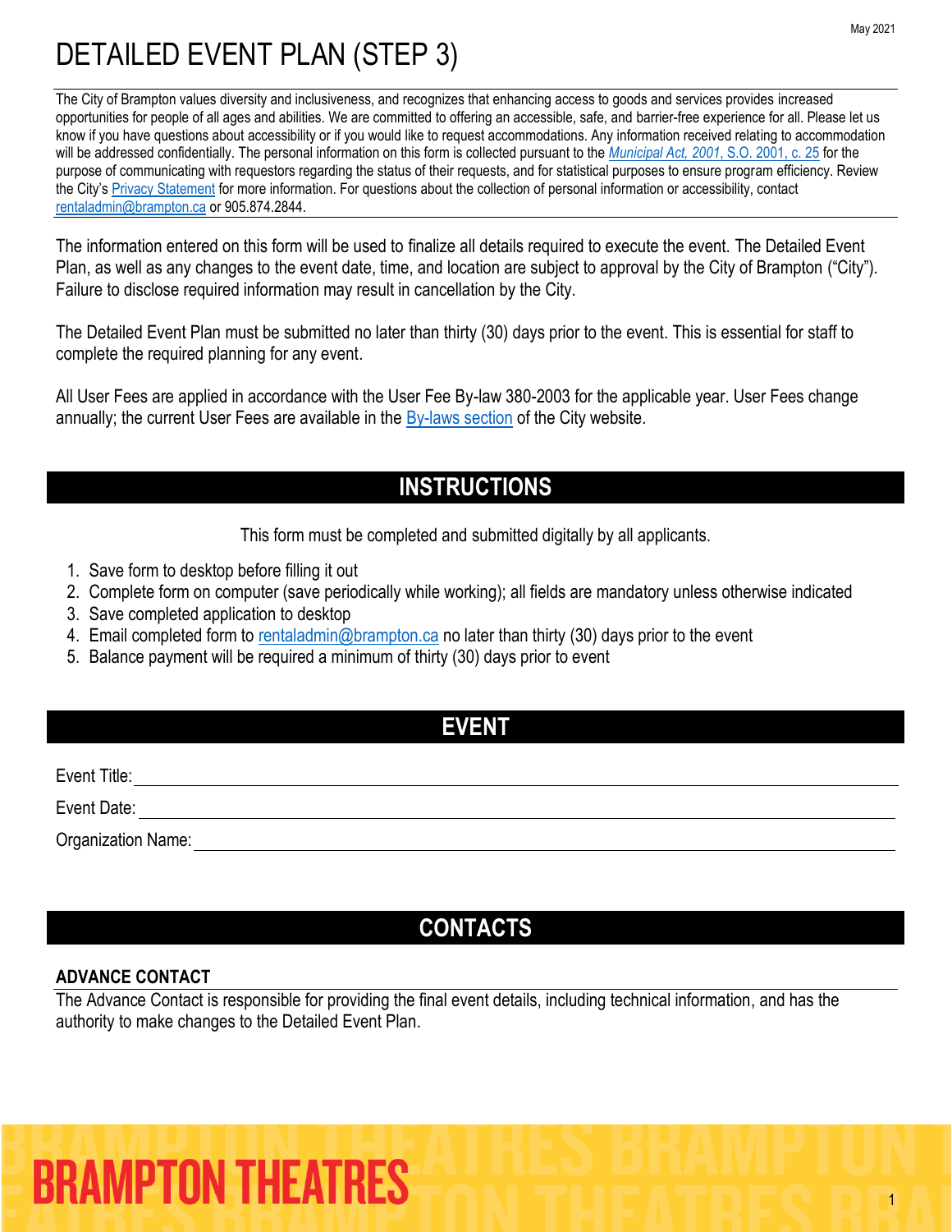May 2021

# DETAILED EVENT PLAN (STEP 3)

The City of Brampton values diversity and inclusiveness, and recognizes that enhancing access to goods and services provides increased opportunities for people of all ages and abilities. We are committed to offering an accessible, safe, and barrier-free experience for all. Please let us know if you have questions about accessibility or if you would like to request accommodations. Any information received relating to accommodation will be addressed confidentially. The personal information on this form is collected pursuant to the *Municipal Act, 2001*, S.O. 2001, c. 25 for the purpose of communicating with requestors regarding the status of their requests, and for statistical purposes to ensure program efficiency. Review the City's Privacy Statement for more information. For questions about the collection of personal information or accessibility, contact rentaladmin@brampton.ca or 905.874.2844.

The information entered on this form will be used to finalize all details required to execute the event. The Detailed Event Plan, as well as any changes to the event date, time, and location are subject to approval by the City of Brampton ("City"). Failure to disclose required information may result in cancellation by the City.

The Detailed Event Plan must be submitted no later than thirty (30) days prior to the event. This is essential for staff to complete the required planning for any event.

All User Fees are applied in accordance with the User Fee By-law 380-2003 for the applicable year. User Fees change annually; the current User Fees are available in the By-laws section of the City website.

## INSTRUCTIONS

This form must be completed and submitted digitally by all applicants.

1. Save form to desktop before filling it out
2. Complete form on computer (save periodically while working); all fields are mandatory unless otherwise indicated
3. Save completed application to desktop
4. Email completed form to rentaladmin@brampton.ca no later than thirty (30) days prior to the event
5. Balance payment will be required a minimum of thirty (30) days prior to event

## EVENT

Event Title: ______________________________

Event Date: ______________________________

Organization Name: ______________________________

## CONTACTS

### ADVANCE CONTACT

The Advance Contact is responsible for providing the final event details, including technical information, and has the authority to make changes to the Detailed Event Plan.

BRAMPTON THEATRES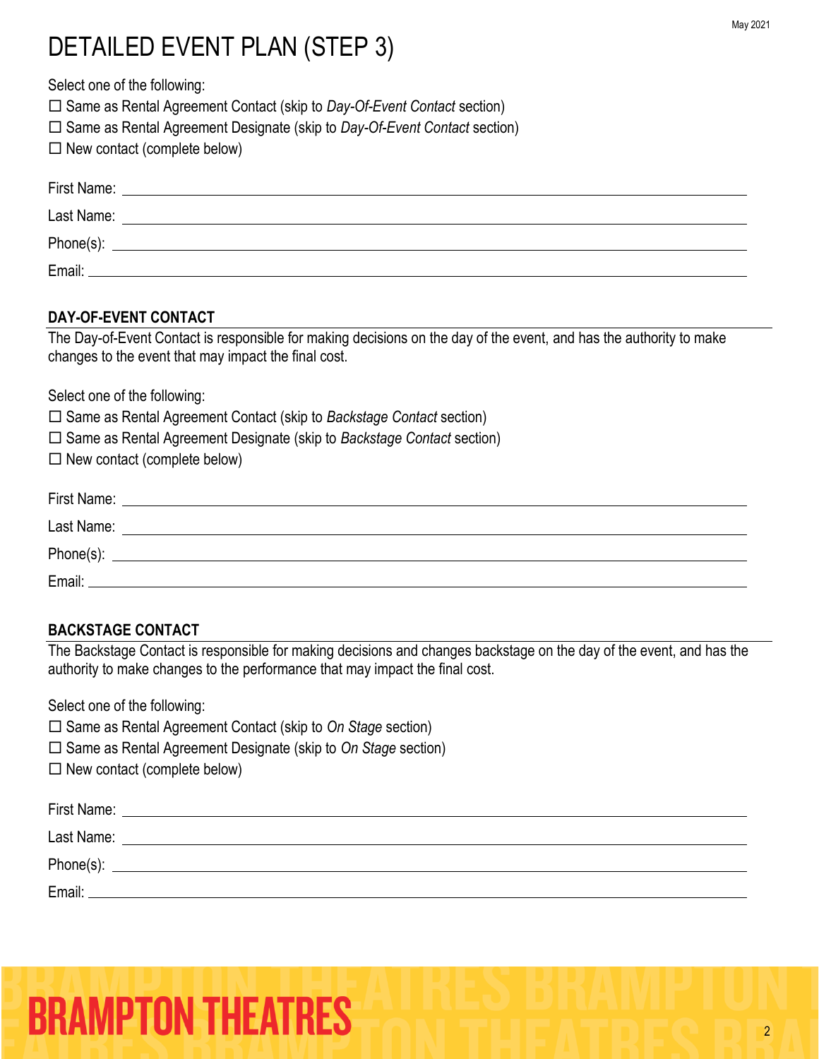# DETAILED EVENT PLAN (STEP 3)

Select one of the following:

☐ Same as Rental Agreement Contact (skip to *Day-Of-Event Contact* section)
☐ Same as Rental Agreement Designate (skip to *Day-Of-Event Contact* section)
☐ New contact (complete below)

First Name: ____________________

Last Name: ____________________

Phone(s): ____________________

Email: ____________________

## DAY-OF-EVENT CONTACT

The Day-of-Event Contact is responsible for making decisions on the day of the event, and has the authority to make changes to the event that may impact the final cost.

Select one of the following:

☐ Same as Rental Agreement Contact (skip to *Backstage Contact* section)
☐ Same as Rental Agreement Designate (skip to *Backstage Contact* section)
☐ New contact (complete below)

First Name: ____________________

Last Name: ____________________

Phone(s): ____________________

Email: ____________________

## BACKSTAGE CONTACT

The Backstage Contact is responsible for making decisions and changes backstage on the day of the event, and has the authority to make changes to the performance that may impact the final cost.

Select one of the following:

☐ Same as Rental Agreement Contact (skip to *On Stage* section)
☐ Same as Rental Agreement Designate (skip to *On Stage* section)
☐ New contact (complete below)

First Name: ____________________

Last Name: ____________________

Phone(s): ____________________

Email: ____________________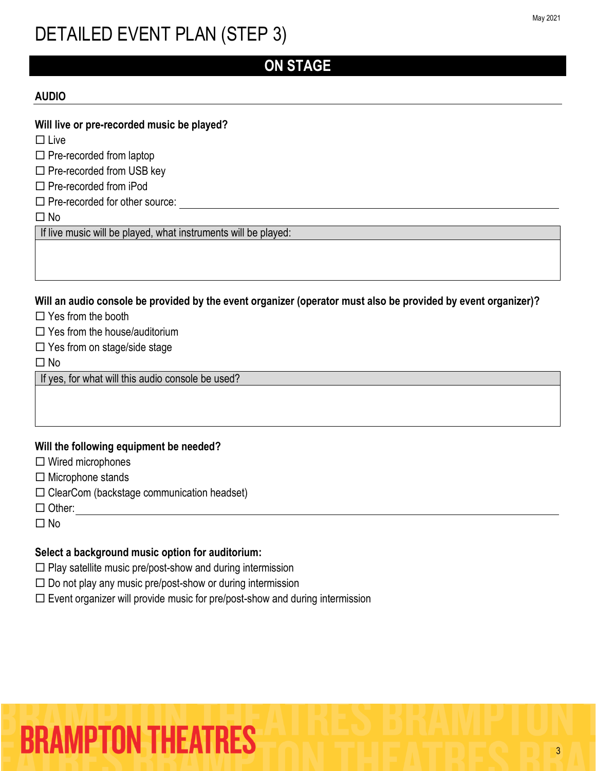# DETAILED EVENT PLAN (STEP 3)

## ON STAGE

### AUDIO

**Will live or pre-recorded music be played?**

- ☐ Live
- ☐ Pre-recorded from laptop
- ☐ Pre-recorded from USB key
- ☐ Pre-recorded from iPod
- ☐ Pre-recorded for other source: ______________________
- ☐ No

| If live music will be played, what instruments will be played: |
|---|
| |

**Will an audio console be provided by the event organizer (operator must also be provided by event organizer)?**

- ☐ Yes from the booth
- ☐ Yes from the house/auditorium
- ☐ Yes from on stage/side stage
- ☐ No

| If yes, for what will this audio console be used? |
|---|
| |

**Will the following equipment be needed?**

- ☐ Wired microphones
- ☐ Microphone stands
- ☐ ClearCom (backstage communication headset)
- ☐ Other: ______________________
- ☐ No

**Select a background music option for auditorium:**

- ☐ Play satellite music pre/post-show and during intermission
- ☐ Do not play any music pre/post-show or during intermission
- ☐ Event organizer will provide music for pre/post-show and during intermission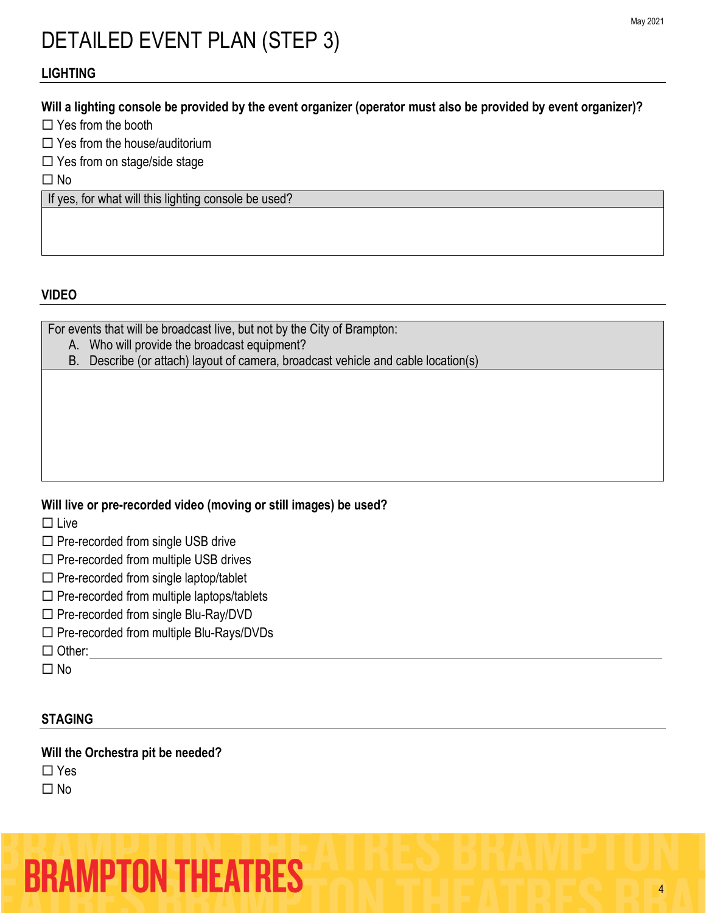# DETAILED EVENT PLAN (STEP 3)

## LIGHTING

**Will a lighting console be provided by the event organizer (operator must also be provided by event organizer)?**

☐ Yes from the booth
☐ Yes from the house/auditorium
☐ Yes from on stage/side stage
☐ No

| If yes, for what will this lighting console be used? |
| --- |
| |

## VIDEO

| For events that will be broadcast live, but not by the City of Brampton:<br>A. Who will provide the broadcast equipment?<br>B. Describe (or attach) layout of camera, broadcast vehicle and cable location(s) |
| --- |
| |

**Will live or pre-recorded video (moving or still images) be used?**

☐ Live
☐ Pre-recorded from single USB drive
☐ Pre-recorded from multiple USB drives
☐ Pre-recorded from single laptop/tablet
☐ Pre-recorded from multiple laptops/tablets
☐ Pre-recorded from single Blu-Ray/DVD
☐ Pre-recorded from multiple Blu-Rays/DVDs
☐ Other: ______________________________
☐ No

## STAGING

**Will the Orchestra pit be needed?**

☐ Yes
☐ No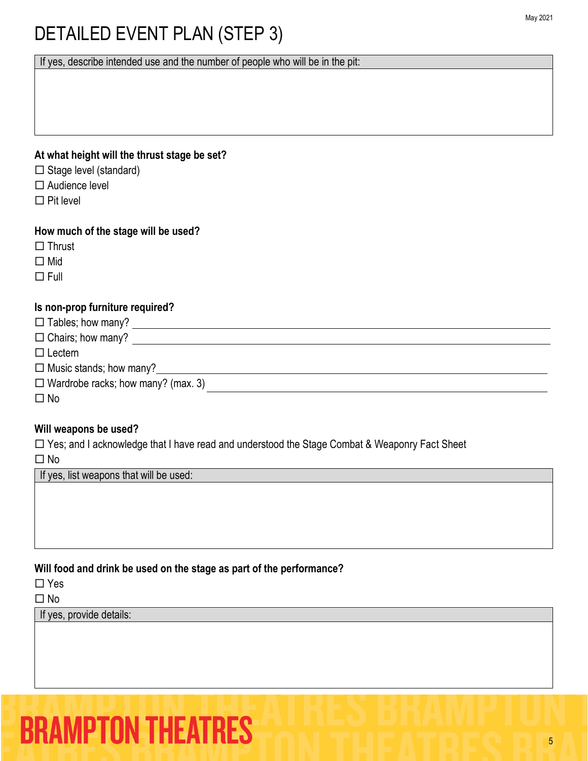# DETAILED EVENT PLAN (STEP 3)

| If yes, describe intended use and the number of people who will be in the pit: |
| --- |
| |

**At what height will the thrust stage be set?**

☐ Stage level (standard)
☐ Audience level
☐ Pit level

**How much of the stage will be used?**

☐ Thrust
☐ Mid
☐ Full

**Is non-prop furniture required?**

☐ Tables; how many? ____________________
☐ Chairs; how many? ____________________
☐ Lectern
☐ Music stands; how many? ____________________
☐ Wardrobe racks; how many? (max. 3) ____________________
☐ No

**Will weapons be used?**

☐ Yes; and I acknowledge that I have read and understood the Stage Combat & Weaponry Fact Sheet
☐ No

| If yes, list weapons that will be used: |
| --- |
| |

**Will food and drink be used on the stage as part of the performance?**

☐ Yes
☐ No

| If yes, provide details: |
| --- |
| |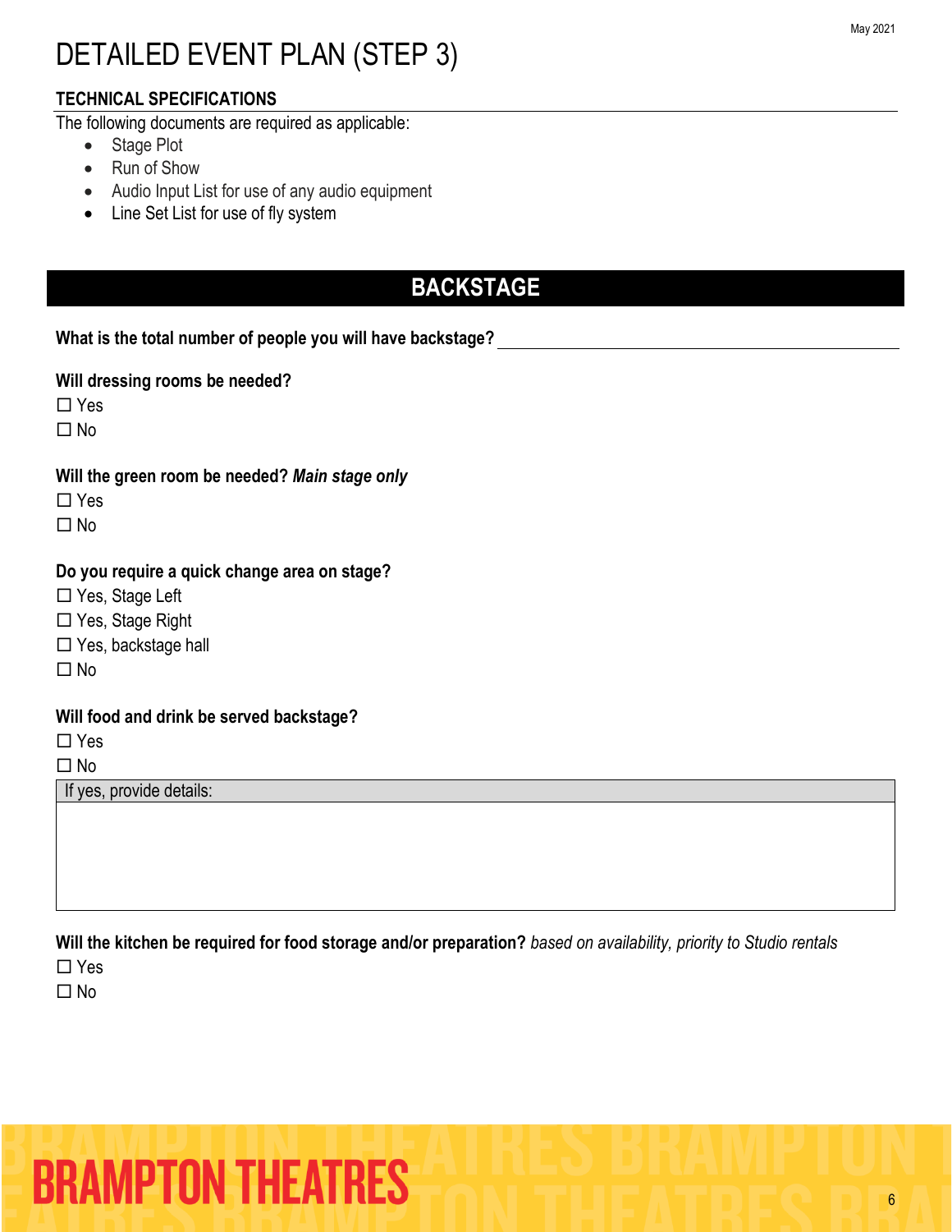# DETAILED EVENT PLAN (STEP 3)

## TECHNICAL SPECIFICATIONS

The following documents are required as applicable:

- Stage Plot
- Run of Show
- Audio Input List for use of any audio equipment
- Line Set List for use of fly system

## BACKSTAGE

**What is the total number of people you will have backstage?** ______________________________

**Will dressing rooms be needed?**

☐ Yes
☐ No

**Will the green room be needed?** ***Main stage only***

☐ Yes
☐ No

**Do you require a quick change area on stage?**

☐ Yes, Stage Left
☐ Yes, Stage Right
☐ Yes, backstage hall
☐ No

**Will food and drink be served backstage?**

☐ Yes
☐ No

| If yes, provide details: |
|---|
| |

**Will the kitchen be required for food storage and/or preparation?** *based on availability, priority to Studio rentals*

☐ Yes
☐ No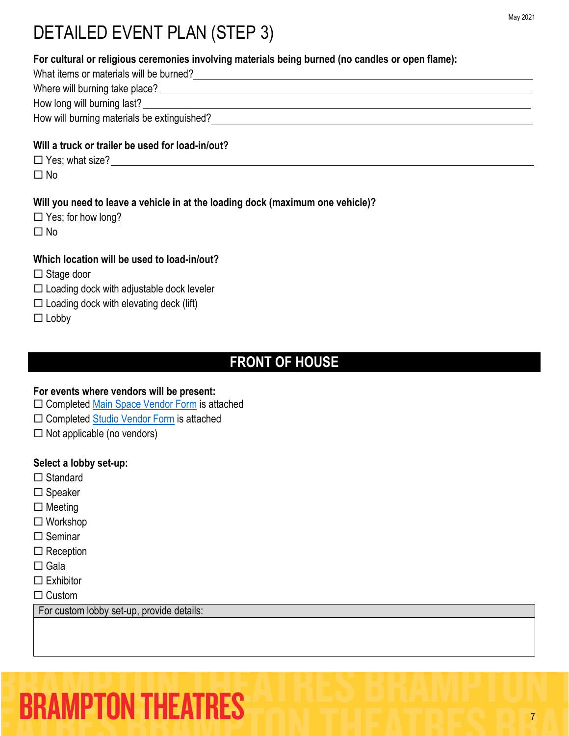# DETAILED EVENT PLAN (STEP 3)

**For cultural or religious ceremonies involving materials being burned (no candles or open flame):**

What items or materials will be burned? ______________________________

Where will burning take place? ______________________________

How long will burning last? ______________________________

How will burning materials be extinguished? ______________________________

**Will a truck or trailer be used for load-in/out?**

☐ Yes; what size? ______________________________

☐ No

**Will you need to leave a vehicle in at the loading dock (maximum one vehicle)?**

☐ Yes; for how long? ______________________________

☐ No

**Which location will be used to load-in/out?**

☐ Stage door

☐ Loading dock with adjustable dock leveler

☐ Loading dock with elevating deck (lift)

☐ Lobby

## FRONT OF HOUSE

**For events where vendors will be present:**

☐ Completed Main Space Vendor Form is attached

☐ Completed Studio Vendor Form is attached

☐ Not applicable (no vendors)

**Select a lobby set-up:**

☐ Standard

☐ Speaker

☐ Meeting

☐ Workshop

☐ Seminar

☐ Reception

☐ Gala

☐ Exhibitor

☐ Custom

| For custom lobby set-up, provide details: |
| --- |
| |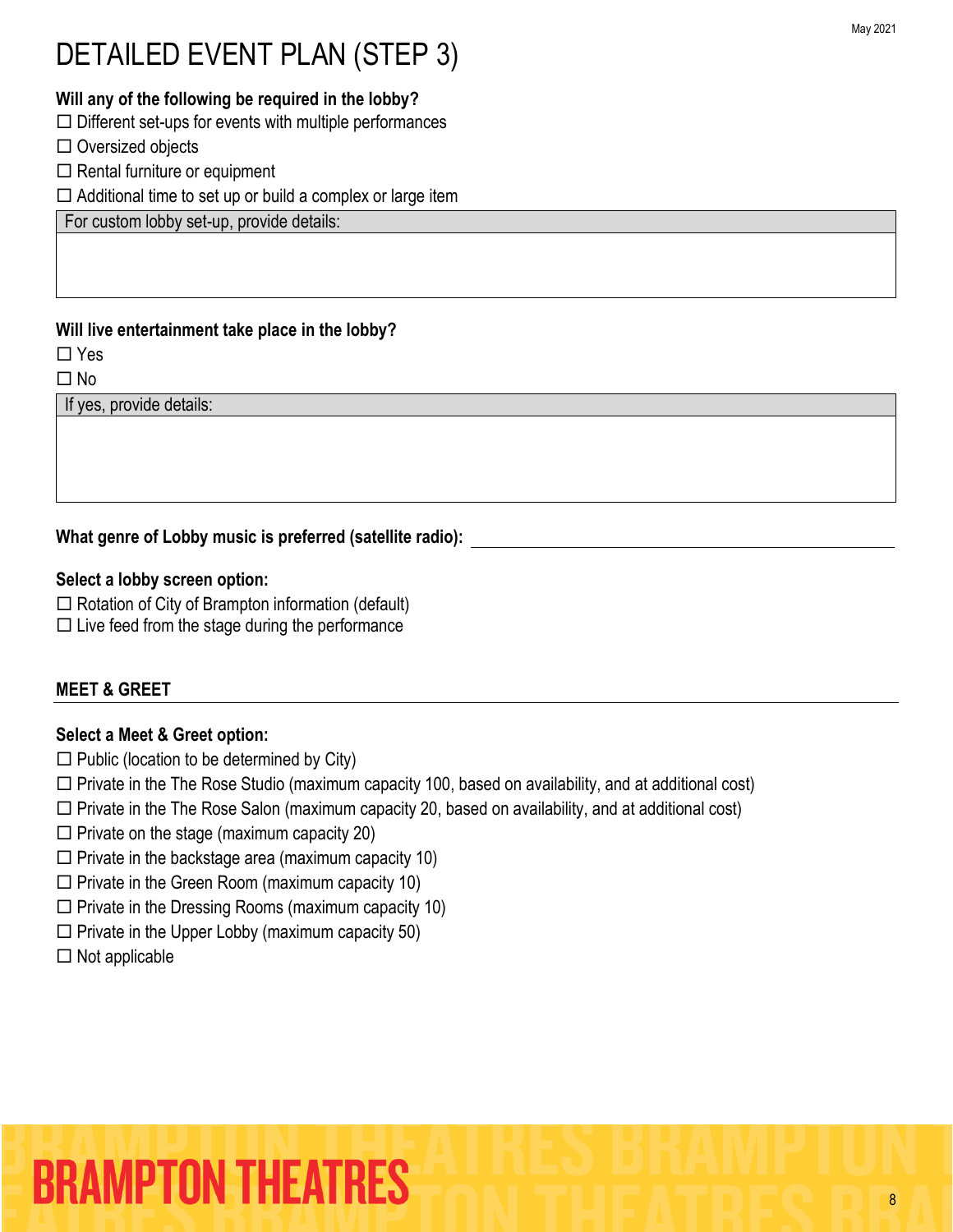# DETAILED EVENT PLAN (STEP 3)

**Will any of the following be required in the lobby?**

☐ Different set-ups for events with multiple performances
☐ Oversized objects
☐ Rental furniture or equipment
☐ Additional time to set up or build a complex or large item

| For custom lobby set-up, provide details: |
| --- |
| |

**Will live entertainment take place in the lobby?**

☐ Yes
☐ No

| If yes, provide details: |
| --- |
| |

**What genre of Lobby music is preferred (satellite radio):** ____________________

**Select a lobby screen option:**

☐ Rotation of City of Brampton information (default)
☐ Live feed from the stage during the performance

## MEET & GREET

**Select a Meet & Greet option:**

☐ Public (location to be determined by City)
☐ Private in the The Rose Studio (maximum capacity 100, based on availability, and at additional cost)
☐ Private in the The Rose Salon (maximum capacity 20, based on availability, and at additional cost)
☐ Private on the stage (maximum capacity 20)
☐ Private in the backstage area (maximum capacity 10)
☐ Private in the Green Room (maximum capacity 10)
☐ Private in the Dressing Rooms (maximum capacity 10)
☐ Private in the Upper Lobby (maximum capacity 50)
☐ Not applicable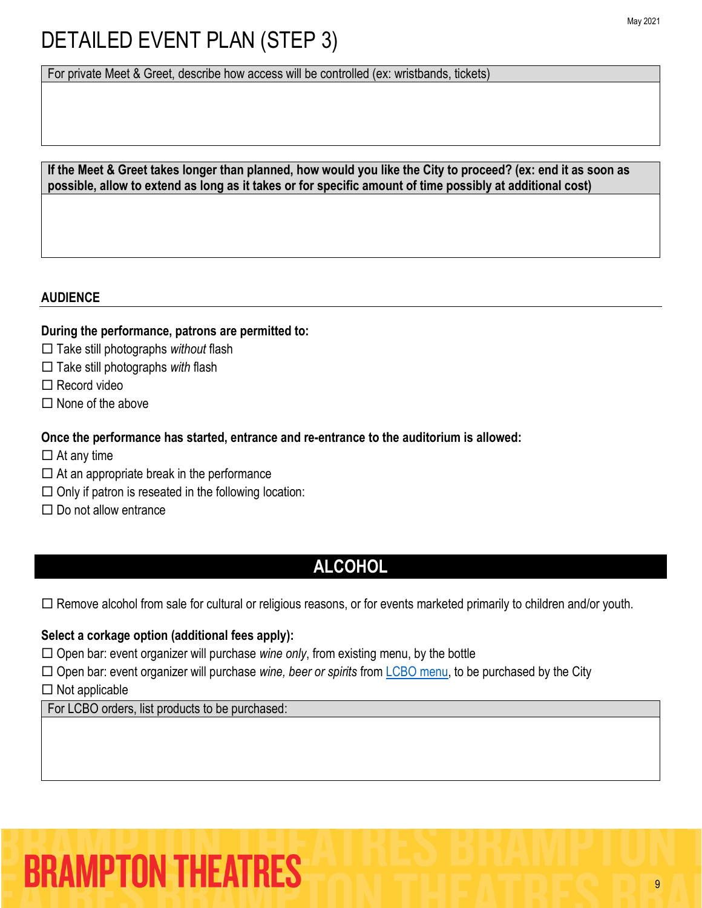# DETAILED EVENT PLAN (STEP 3)

| For private Meet & Greet, describe how access will be controlled (ex: wristbands, tickets) |
| --- |
| |

| **If the Meet & Greet takes longer than planned, how would you like the City to proceed? (ex: end it as soon as possible, allow to extend as long as it takes or for specific amount of time possibly at additional cost)** |
| --- |
| |

### AUDIENCE

**During the performance, patrons are permitted to:**

☐ Take still photographs *without* flash
☐ Take still photographs *with* flash
☐ Record video
☐ None of the above

**Once the performance has started, entrance and re-entrance to the auditorium is allowed:**

☐ At any time
☐ At an appropriate break in the performance
☐ Only if patron is reseated in the following location:
☐ Do not allow entrance

## ALCOHOL

☐ Remove alcohol from sale for cultural or religious reasons, or for events marketed primarily to children and/or youth.

**Select a corkage option (additional fees apply):**

☐ Open bar: event organizer will purchase *wine only*, from existing menu, by the bottle
☐ Open bar: event organizer will purchase *wine, beer or spirits* from LCBO menu, to be purchased by the City
☐ Not applicable

| For LCBO orders, list products to be purchased: |
| --- |
| |